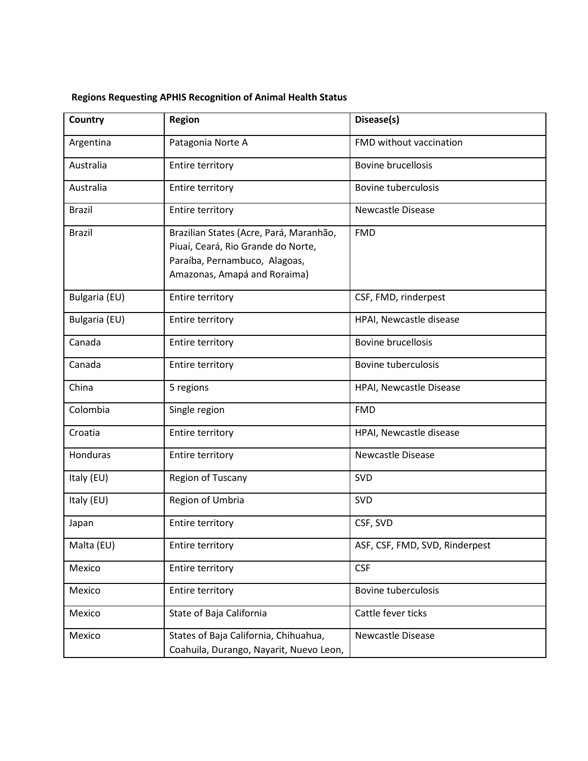**Regions Requesting APHIS Recognition of Animal Health Status**

| Country | Region | Disease(s) |
|---|---|---|
| Argentina | Patagonia Norte A | FMD without vaccination |
| Australia | Entire territory | Bovine brucellosis |
| Australia | Entire territory | Bovine tuberculosis |
| Brazil | Entire territory | Newcastle Disease |
| Brazil | Brazilian States (Acre, Pará, Maranhão, Piuaí, Ceará, Rio Grande do Norte, Paraíba, Pernambuco, Alagoas, Amazonas, Amapá and Roraima) | FMD |
| Bulgaria (EU) | Entire territory | CSF, FMD, rinderpest |
| Bulgaria (EU) | Entire territory | HPAI, Newcastle disease |
| Canada | Entire territory | Bovine brucellosis |
| Canada | Entire territory | Bovine tuberculosis |
| China | 5 regions | HPAI, Newcastle Disease |
| Colombia | Single region | FMD |
| Croatia | Entire territory | HPAI, Newcastle disease |
| Honduras | Entire territory | Newcastle Disease |
| Italy (EU) | Region of Tuscany | SVD |
| Italy (EU) | Region of Umbria | SVD |
| Japan | Entire territory | CSF, SVD |
| Malta (EU) | Entire territory | ASF, CSF, FMD, SVD, Rinderpest |
| Mexico | Entire territory | CSF |
| Mexico | Entire territory | Bovine tuberculosis |
| Mexico | State of Baja California | Cattle fever ticks |
| Mexico | States of Baja California, Chihuahua, Coahuila, Durango, Nayarit, Nuevo Leon, | Newcastle Disease |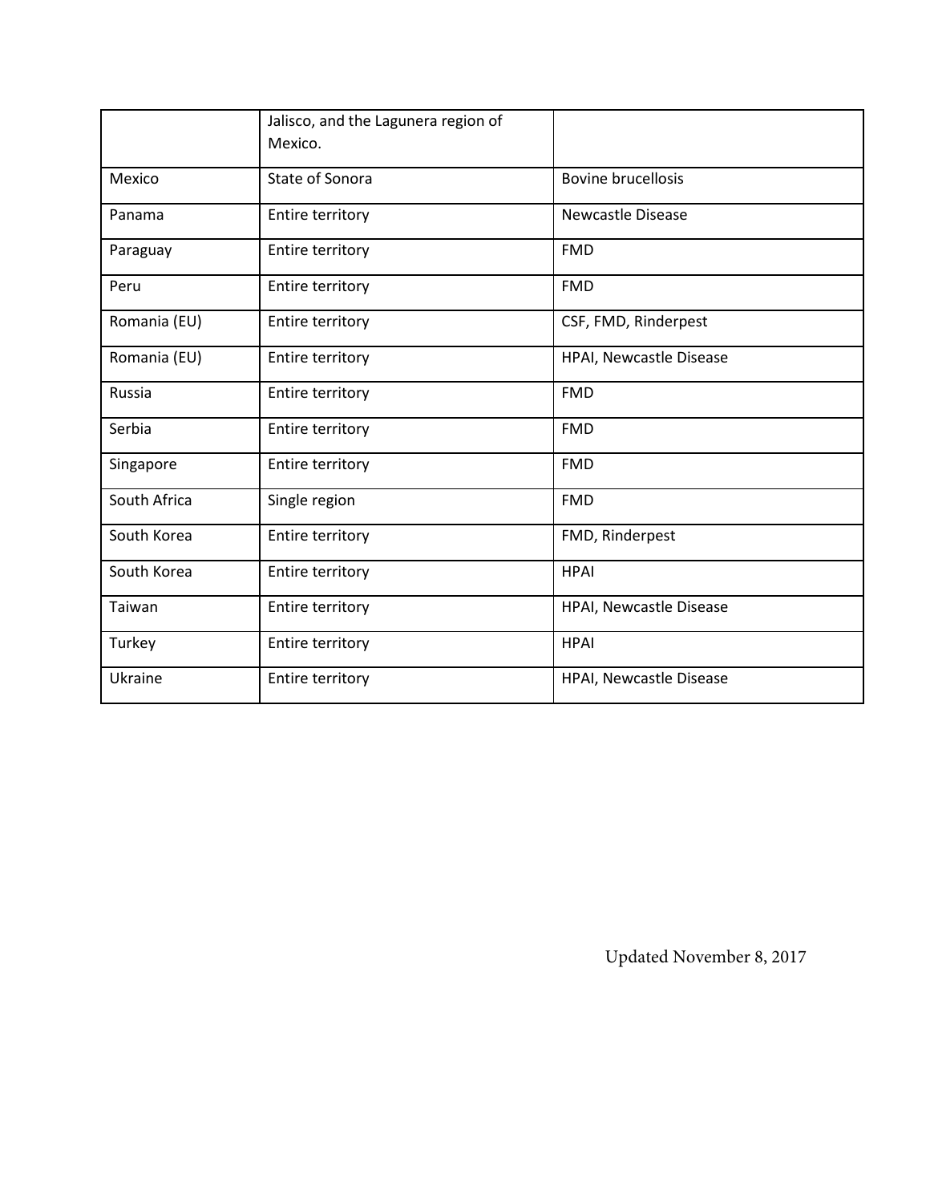| | | |
|---|---|---|
| | Jalisco, and the Lagunera region of Mexico. | |
| Mexico | State of Sonora | Bovine brucellosis |
| Panama | Entire territory | Newcastle Disease |
| Paraguay | Entire territory | FMD |
| Peru | Entire territory | FMD |
| Romania (EU) | Entire territory | CSF, FMD, Rinderpest |
| Romania (EU) | Entire territory | HPAI, Newcastle Disease |
| Russia | Entire territory | FMD |
| Serbia | Entire territory | FMD |
| Singapore | Entire territory | FMD |
| South Africa | Single region | FMD |
| South Korea | Entire territory | FMD, Rinderpest |
| South Korea | Entire territory | HPAI |
| Taiwan | Entire territory | HPAI, Newcastle Disease |
| Turkey | Entire territory | HPAI |
| Ukraine | Entire territory | HPAI, Newcastle Disease |

Updated November 8, 2017